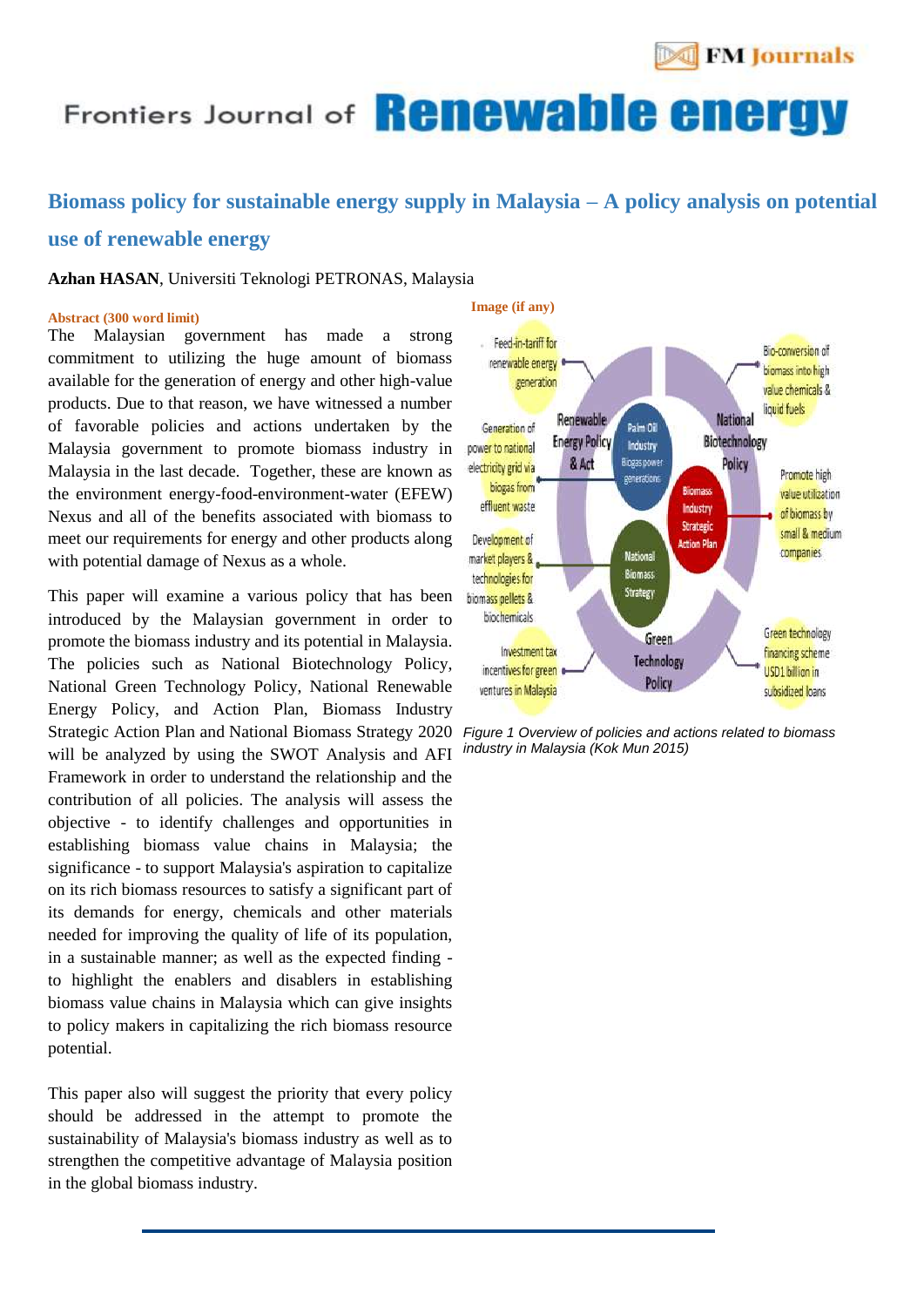# Biomass policy for sustainable energy supply in Malaysia – A policy analysis on potential use of renewable energy

**Azhan HASAN**, Universiti Teknologi PETRONAS, Malaysia

**Abstract (300 word limit)**

The Malaysian government has made a strong commitment to utilizing the huge amount of biomass available for the generation of energy and other high-value products. Due to that reason, we have witnessed a number of favorable policies and actions undertaken by the Malaysia government to promote biomass industry in Malaysia in the last decade. Together, these are known as the environment energy-food-environment-water (EFEW) Nexus and all of the benefits associated with biomass to meet our requirements for energy and other products along with potential damage of Nexus as a whole.

This paper will examine a various policy that has been introduced by the Malaysian government in order to promote the biomass industry and its potential in Malaysia. The policies such as National Biotechnology Policy, National Green Technology Policy, National Renewable Energy Policy, and Action Plan, Biomass Industry Strategic Action Plan and National Biomass Strategy 2020 will be analyzed by using the SWOT Analysis and AFI Framework in order to understand the relationship and the contribution of all policies. The analysis will assess the objective - to identify challenges and opportunities in establishing biomass value chains in Malaysia; the significance - to support Malaysia's aspiration to capitalize on its rich biomass resources to satisfy a significant part of its demands for energy, chemicals and other materials needed for improving the quality of life of its population, in a sustainable manner; as well as the expected finding - to highlight the enablers and disablers in establishing biomass value chains in Malaysia which can give insights to policy makers in capitalizing the rich biomass resource potential.

This paper also will suggest the priority that every policy should be addressed in the attempt to promote the sustainability of Malaysia's biomass industry as well as to strengthen the competitive advantage of Malaysia position in the global biomass industry.

**Image (if any)**

*Figure 1 Overview of policies and actions related to biomass industry in Malaysia (Kok Mun 2015)*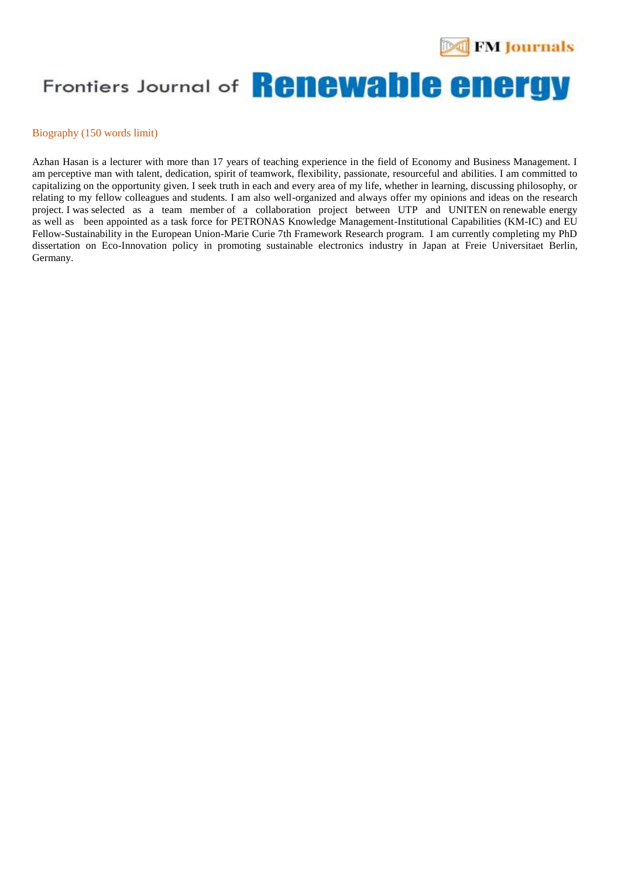## Biography (150 words limit)

Azhan Hasan is a lecturer with more than 17 years of teaching experience in the field of Economy and Business Management. I am perceptive man with talent, dedication, spirit of teamwork, flexibility, passionate, resourceful and abilities. I am committed to capitalizing on the opportunity given. I seek truth in each and every area of my life, whether in learning, discussing philosophy, or relating to my fellow colleagues and students. I am also well-organized and always offer my opinions and ideas on the research project. I was selected as a team member of a collaboration project between UTP and UNITEN on renewable energy as well as been appointed as a task force for PETRONAS Knowledge Management-Institutional Capabilities (KM-IC) and EU Fellow-Sustainability in the European Union-Marie Curie 7th Framework Research program. I am currently completing my PhD dissertation on Eco-Innovation policy in promoting sustainable electronics industry in Japan at Freie Universitaet Berlin, Germany.